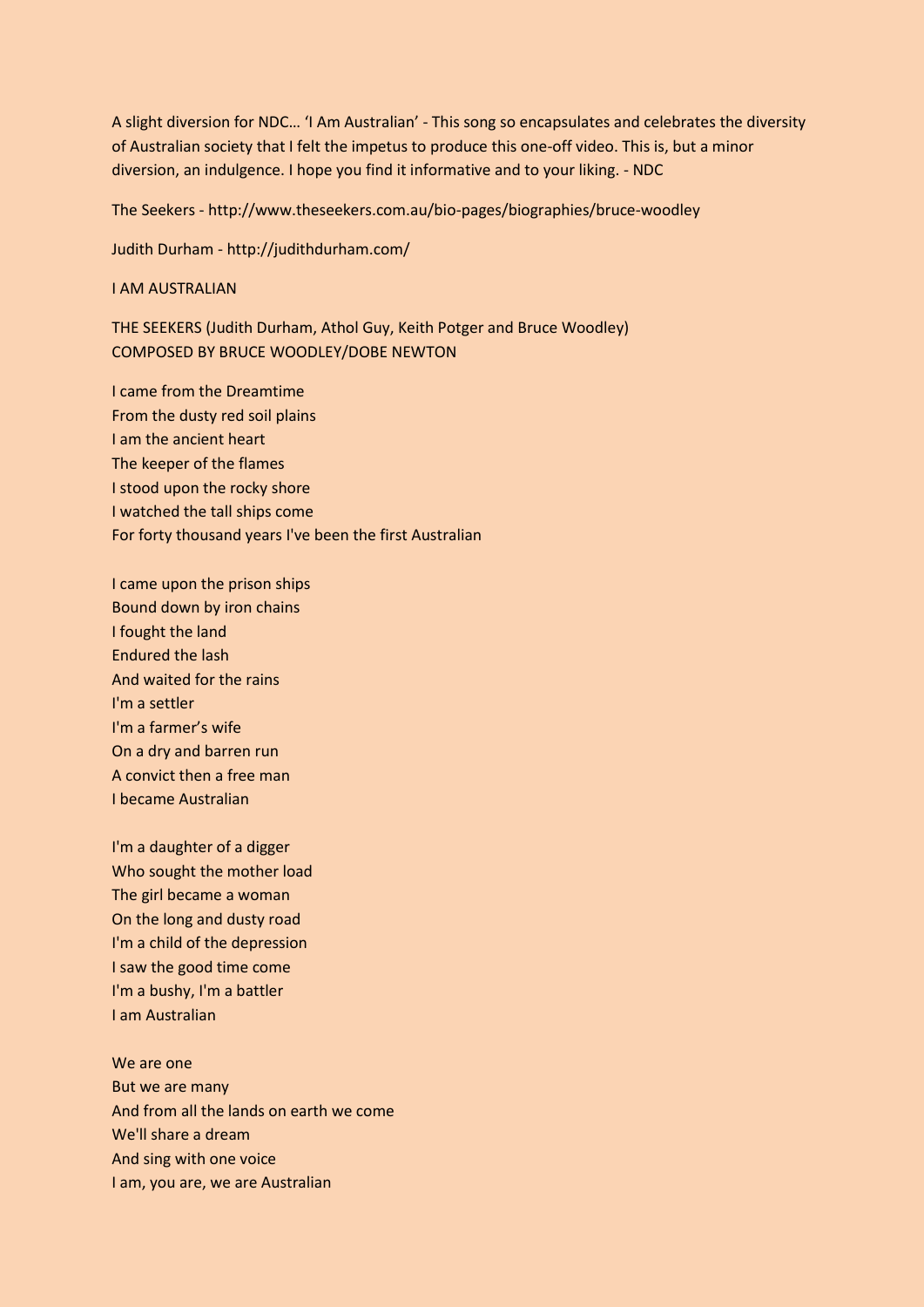A slight diversion for NDC… 'I Am Australian' - This song so encapsulates and celebrates the diversity of Australian society that I felt the impetus to produce this one-off video. This is, but a minor diversion, an indulgence. I hope you find it informative and to your liking. - NDC

The Seekers - http://www.theseekers.com.au/bio-pages/biographies/bruce-woodley

Judith Durham - http://judithdurham.com/

I AM AUSTRALIAN

THE SEEKERS (Judith Durham, Athol Guy, Keith Potger and Bruce Woodley)
COMPOSED BY BRUCE WOODLEY/DOBE NEWTON

I came from the Dreamtime
From the dusty red soil plains
I am the ancient heart
The keeper of the flames
I stood upon the rocky shore
I watched the tall ships come
For forty thousand years I've been the first Australian

I came upon the prison ships
Bound down by iron chains
I fought the land
Endured the lash
And waited for the rains
I'm a settler
I'm a farmer's wife
On a dry and barren run
A convict then a free man
I became Australian

I'm a daughter of a digger
Who sought the mother load
The girl became a woman
On the long and dusty road
I'm a child of the depression
I saw the good time come
I'm a bushy, I'm a battler
I am Australian

We are one
But we are many
And from all the lands on earth we come
We'll share a dream
And sing with one voice
I am, you are, we are Australian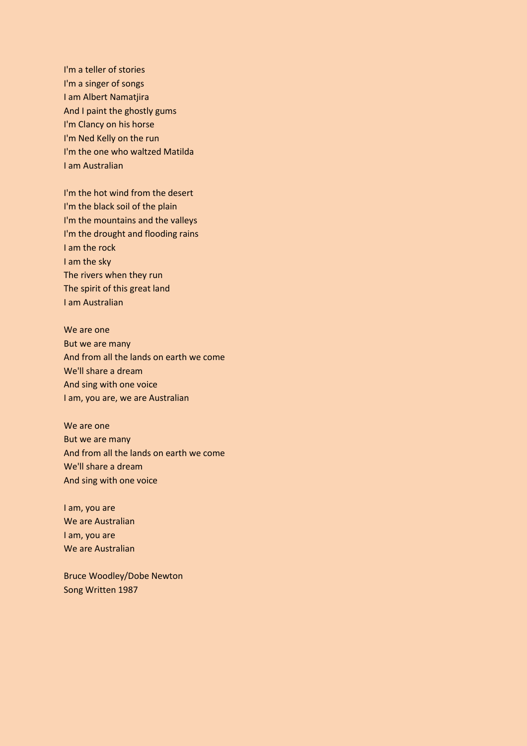I'm a teller of stories
I'm a singer of songs
I am Albert Namatjira
And I paint the ghostly gums
I'm Clancy on his horse
I'm Ned Kelly on the run
I'm the one who waltzed Matilda
I am Australian

I'm the hot wind from the desert
I'm the black soil of the plain
I'm the mountains and the valleys
I'm the drought and flooding rains
I am the rock
I am the sky
The rivers when they run
The spirit of this great land
I am Australian

We are one
But we are many
And from all the lands on earth we come
We'll share a dream
And sing with one voice
I am, you are, we are Australian

We are one
But we are many
And from all the lands on earth we come
We'll share a dream
And sing with one voice

I am, you are
We are Australian
I am, you are
We are Australian

Bruce Woodley/Dobe Newton
Song Written 1987